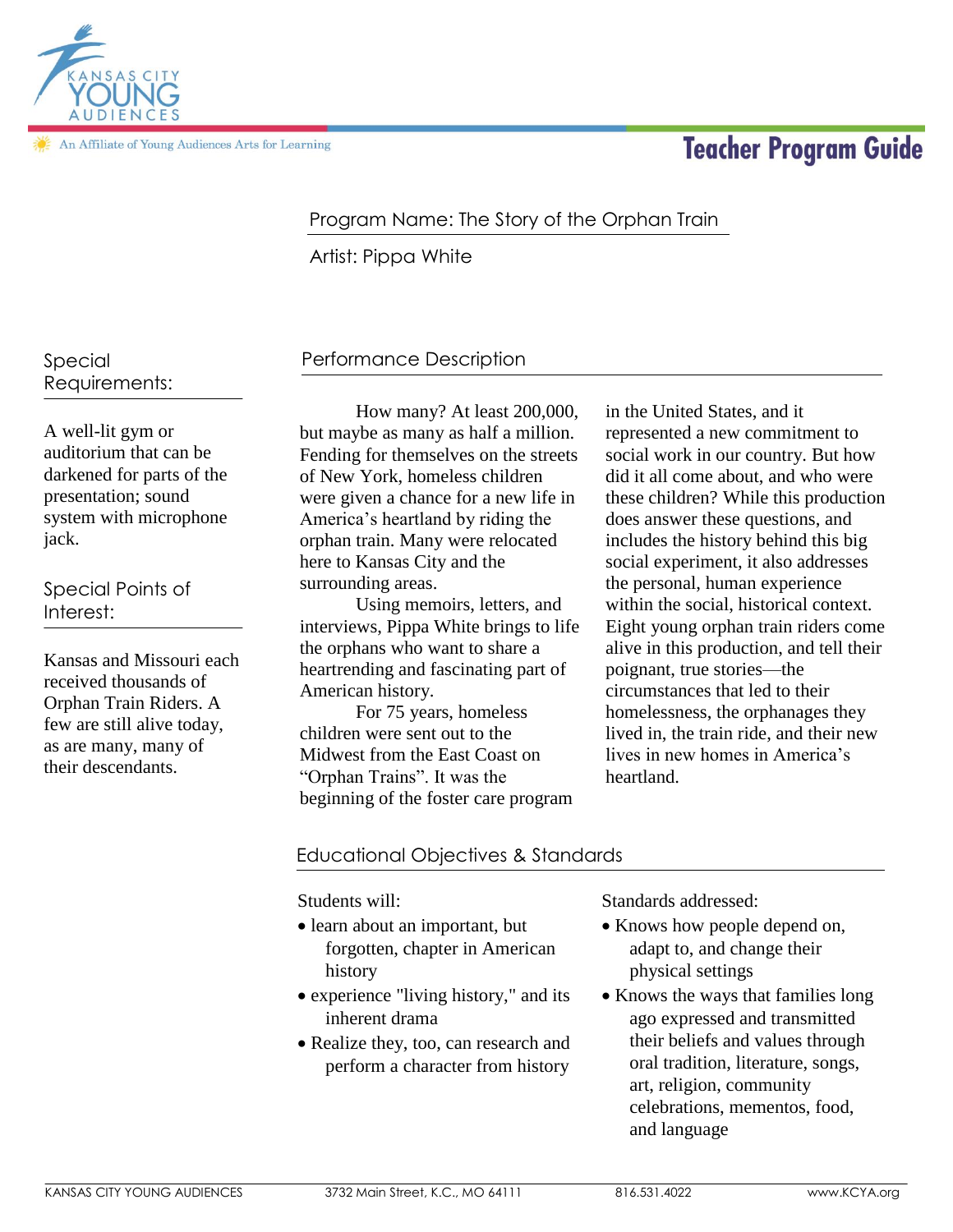Kansas City Young Audiences

An Affiliate of Young Audiences Arts for Learning

# Teacher Program Guide

Program Name: The Story of the Orphan Train

Artist: Pippa White

## Special Requirements:

A well-lit gym or auditorium that can be darkened for parts of the presentation; sound system with microphone jack.

## Special Points of Interest:

Kansas and Missouri each received thousands of Orphan Train Riders. A few are still alive today, as are many, many of their descendants.

## Performance Description

How many? At least 200,000, but maybe as many as half a million. Fending for themselves on the streets of New York, homeless children were given a chance for a new life in America's heartland by riding the orphan train. Many were relocated here to Kansas City and the surrounding areas.

Using memoirs, letters, and interviews, Pippa White brings to life the orphans who want to share a heartrending and fascinating part of American history.

For 75 years, homeless children were sent out to the Midwest from the East Coast on "Orphan Trains". It was the beginning of the foster care program in the United States, and it represented a new commitment to social work in our country. But how did it all come about, and who were these children? While this production does answer these questions, and includes the history behind this big social experiment, it also addresses the personal, human experience within the social, historical context. Eight young orphan train riders come alive in this production, and tell their poignant, true stories—the circumstances that led to their homelessness, the orphanages they lived in, the train ride, and their new lives in new homes in America's heartland.

## Educational Objectives & Standards

Students will:

- learn about an important, but forgotten, chapter in American history
- experience "living history," and its inherent drama
- Realize they, too, can research and perform a character from history

Standards addressed:

- Knows how people depend on, adapt to, and change their physical settings
- Knows the ways that families long ago expressed and transmitted their beliefs and values through oral tradition, literature, songs, art, religion, community celebrations, mementos, food, and language

KANSAS CITY YOUNG AUDIENCES | 3732 Main Street, K.C., MO 64111 | 816.531.4022 | www.KCYA.org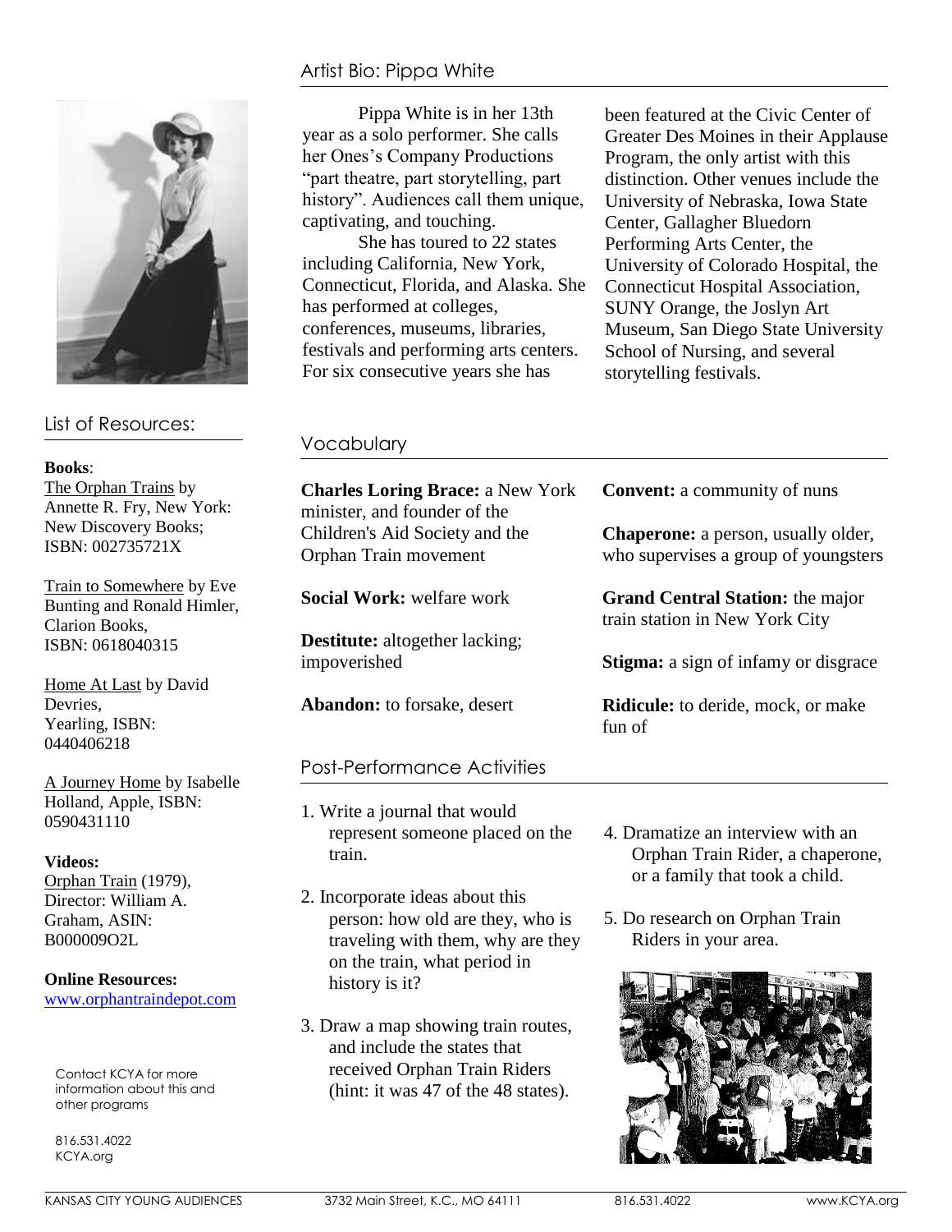## Artist Bio: Pippa White

Pippa White is in her 13th year as a solo performer. She calls her Ones's Company Productions "part theatre, part storytelling, part history". Audiences call them unique, captivating, and touching.

She has toured to 22 states including California, New York, Connecticut, Florida, and Alaska. She has performed at colleges, conferences, museums, libraries, festivals and performing arts centers. For six consecutive years she has been featured at the Civic Center of Greater Des Moines in their Applause Program, the only artist with this distinction. Other venues include the University of Nebraska, Iowa State Center, Gallagher Bluedorn Performing Arts Center, the University of Colorado Hospital, the Connecticut Hospital Association, SUNY Orange, the Joslyn Art Museum, San Diego State University School of Nursing, and several storytelling festivals.

## List of Resources:

**Books**:

The Orphan Trains by Annette R. Fry, New York: New Discovery Books; ISBN: 002735721X

Train to Somewhere by Eve Bunting and Ronald Himler, Clarion Books, ISBN: 0618040315

Home At Last by David Devries, Yearling, ISBN: 0440406218

A Journey Home by Isabelle Holland, Apple, ISBN: 0590431110

**Videos:**

Orphan Train (1979), Director: William A. Graham, ASIN: B000009O2L

**Online Resources:**

www.orphantraindepot.com

Contact KCYA for more information about this and other programs

816.531.4022
KCYA.org

## Vocabulary

**Charles Loring Brace:** a New York minister, and founder of the Children's Aid Society and the Orphan Train movement

**Social Work:** welfare work

**Destitute:** altogether lacking; impoverished

**Abandon:** to forsake, desert

**Convent:** a community of nuns

**Chaperone:** a person, usually older, who supervises a group of youngsters

**Grand Central Station:** the major train station in New York City

**Stigma:** a sign of infamy or disgrace

**Ridicule:** to deride, mock, or make fun of

## Post-Performance Activities

1. Write a journal that would represent someone placed on the train.
2. Incorporate ideas about this person: how old are they, who is traveling with them, why are they on the train, what period in history is it?
3. Draw a map showing train routes, and include the states that received Orphan Train Riders (hint: it was 47 of the 48 states).
4. Dramatize an interview with an Orphan Train Rider, a chaperone, or a family that took a child.
5. Do research on Orphan Train Riders in your area.